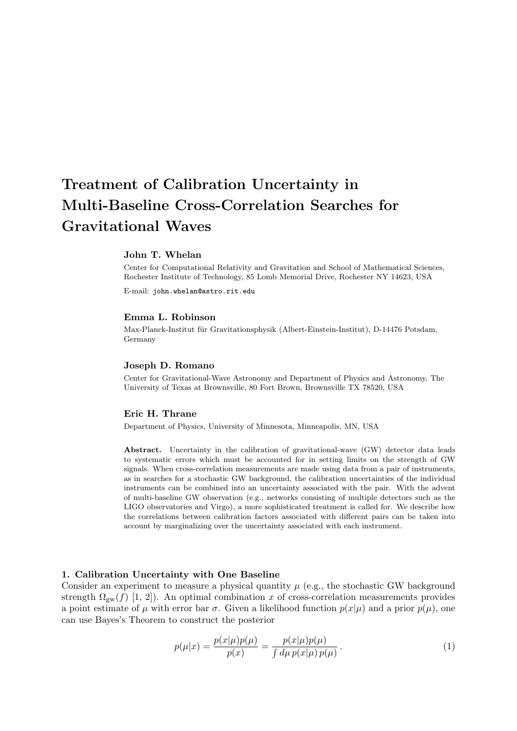# Treatment of Calibration Uncertainty in Multi-Baseline Cross-Correlation Searches for Gravitational Waves

**John T. Whelan**

Center for Computational Relativity and Gravitation and School of Mathematical Sciences, Rochester Institute of Technology, 85 Lomb Memorial Drive, Rochester NY 14623, USA

E-mail: `john.whelan@astro.rit.edu`

**Emma L. Robinson**

Max-Planck-Institut für Gravitationsphysik (Albert-Einstein-Institut), D-14476 Potsdam, Germany

**Joseph D. Romano**

Center for Gravitational-Wave Astronomy and Department of Physics and Astronomy, The University of Texas at Brownsville, 80 Fort Brown, Brownsville TX 78520, USA

**Eric H. Thrane**

Department of Physics, University of Minnesota, Minneapolis, MN, USA

**Abstract.** Uncertainty in the calibration of gravitational-wave (GW) detector data leads to systematic errors which must be accounted for in setting limits on the strength of GW signals. When cross-correlation measurements are made using data from a pair of instruments, as in searches for a stochastic GW background, the calibration uncertainties of the individual instruments can be combined into an uncertainty associated with the pair. With the advent of multi-baseline GW observation (e.g., networks consisting of multiple detectors such as the LIGO observatories and Virgo), a more sophisticated treatment is called for. We describe how the correlations between calibration factors associated with different pairs can be taken into account by marginalizing over the uncertainty associated with each instrument.

## 1. Calibration Uncertainty with One Baseline

Consider an experiment to measure a physical quantity $\mu$ (e.g., the stochastic GW background strength $\Omega_{\text{gw}}(f)$ [1, 2]). An optimal combination $x$ of cross-correlation measurements provides a point estimate of $\mu$ with error bar $\sigma$. Given a likelihood function $p(x|\mu)$ and a prior $p(\mu)$, one can use Bayes's Theorem to construct the posterior

$$
p(\mu|x) = \frac{p(x|\mu)p(\mu)}{p(x)} = \frac{p(x|\mu)p(\mu)}{\int d\mu\, p(x|\mu)\, p(\mu)}\,. \tag{1}
$$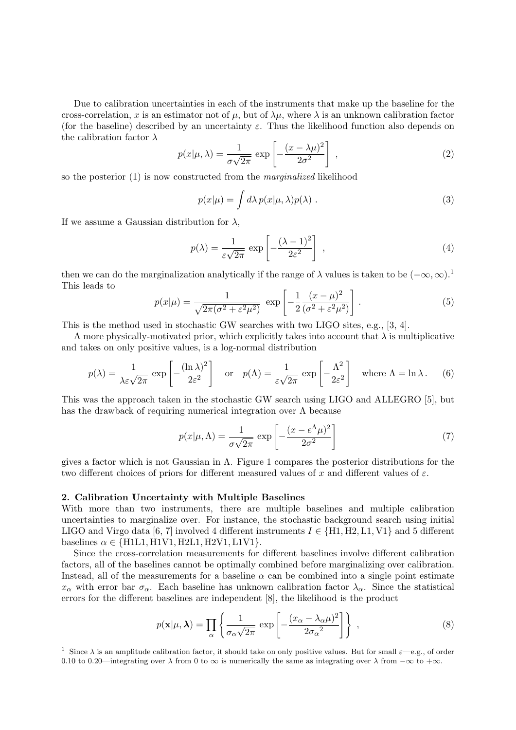Due to calibration uncertainties in each of the instruments that make up the baseline for the cross-correlation, $x$ is an estimator not of $\mu$, but of $\lambda\mu$, where $\lambda$ is an unknown calibration factor (for the baseline) described by an uncertainty $\varepsilon$. Thus the likelihood function also depends on the calibration factor $\lambda$

$$p(x|\mu,\lambda) = \frac{1}{\sigma\sqrt{2\pi}} \exp\left[-\frac{(x-\lambda\mu)^2}{2\sigma^2}\right] , \tag{2}$$

so the posterior (1) is now constructed from the *marginalized* likelihood

$$p(x|\mu) = \int d\lambda \, p(x|\mu,\lambda)p(\lambda) . \tag{3}$$

If we assume a Gaussian distribution for $\lambda$,

$$p(\lambda) = \frac{1}{\varepsilon\sqrt{2\pi}} \exp\left[-\frac{(\lambda-1)^2}{2\varepsilon^2}\right] , \tag{4}$$

then we can do the marginalization analytically if the range of $\lambda$ values is taken to be $(-\infty,\infty)$.[1] This leads to

$$p(x|\mu) = \frac{1}{\sqrt{2\pi(\sigma^2+\varepsilon^2\mu^2)}} \exp\left[-\frac{1}{2}\frac{(x-\mu)^2}{(\sigma^2+\varepsilon^2\mu^2)}\right] . \tag{5}$$

This is the method used in stochastic GW searches with two LIGO sites, e.g., [3, 4].

A more physically-motivated prior, which explicitly takes into account that $\lambda$ is multiplicative and takes on only positive values, is a log-normal distribution

$$p(\lambda) = \frac{1}{\lambda\varepsilon\sqrt{2\pi}} \exp\left[-\frac{(\ln\lambda)^2}{2\varepsilon^2}\right] \quad \text{or} \quad p(\Lambda) = \frac{1}{\varepsilon\sqrt{2\pi}} \exp\left[-\frac{\Lambda^2}{2\varepsilon^2}\right] \quad \text{where } \Lambda = \ln\lambda . \tag{6}$$

This was the approach taken in the stochastic GW search using LIGO and ALLEGRO [5], but has the drawback of requiring numerical integration over $\Lambda$ because

$$p(x|\mu,\Lambda) = \frac{1}{\sigma\sqrt{2\pi}} \exp\left[-\frac{(x-e^{\Lambda}\mu)^2}{2\sigma^2}\right] \tag{7}$$

gives a factor which is not Gaussian in $\Lambda$. Figure 1 compares the posterior distributions for the two different choices of priors for different measured values of $x$ and different values of $\varepsilon$.

## 2. Calibration Uncertainty with Multiple Baselines

With more than two instruments, there are multiple baselines and multiple calibration uncertainties to marginalize over. For instance, the stochastic background search using initial LIGO and Virgo data [6, 7] involved 4 different instruments $I \in \{\text{H1},\text{H2},\text{L1},\text{V1}\}$ and 5 different baselines $\alpha \in \{\text{H1L1},\text{H1V1},\text{H2L1},\text{H2V1},\text{L1V1}\}$.

Since the cross-correlation measurements for different baselines involve different calibration factors, all of the baselines cannot be optimally combined before marginalizing over calibration. Instead, all of the measurements for a baseline $\alpha$ can be combined into a single point estimate $x_\alpha$ with error bar $\sigma_\alpha$. Each baseline has unknown calibration factor $\lambda_\alpha$. Since the statistical errors for the different baselines are independent [8], the likelihood is the product

$$p(\mathbf{x}|\mu,\boldsymbol{\lambda}) = \prod_\alpha \left\{ \frac{1}{\sigma_\alpha\sqrt{2\pi}} \exp\left[-\frac{(x_\alpha-\lambda_\alpha\mu)^2}{2{\sigma_\alpha}^2}\right] \right\} , \tag{8}$$

[1] Since $\lambda$ is an amplitude calibration factor, it should take on only positive values. But for small $\varepsilon$—e.g., of order 0.10 to 0.20—integrating over $\lambda$ from 0 to $\infty$ is numerically the same as integrating over $\lambda$ from $-\infty$ to $+\infty$.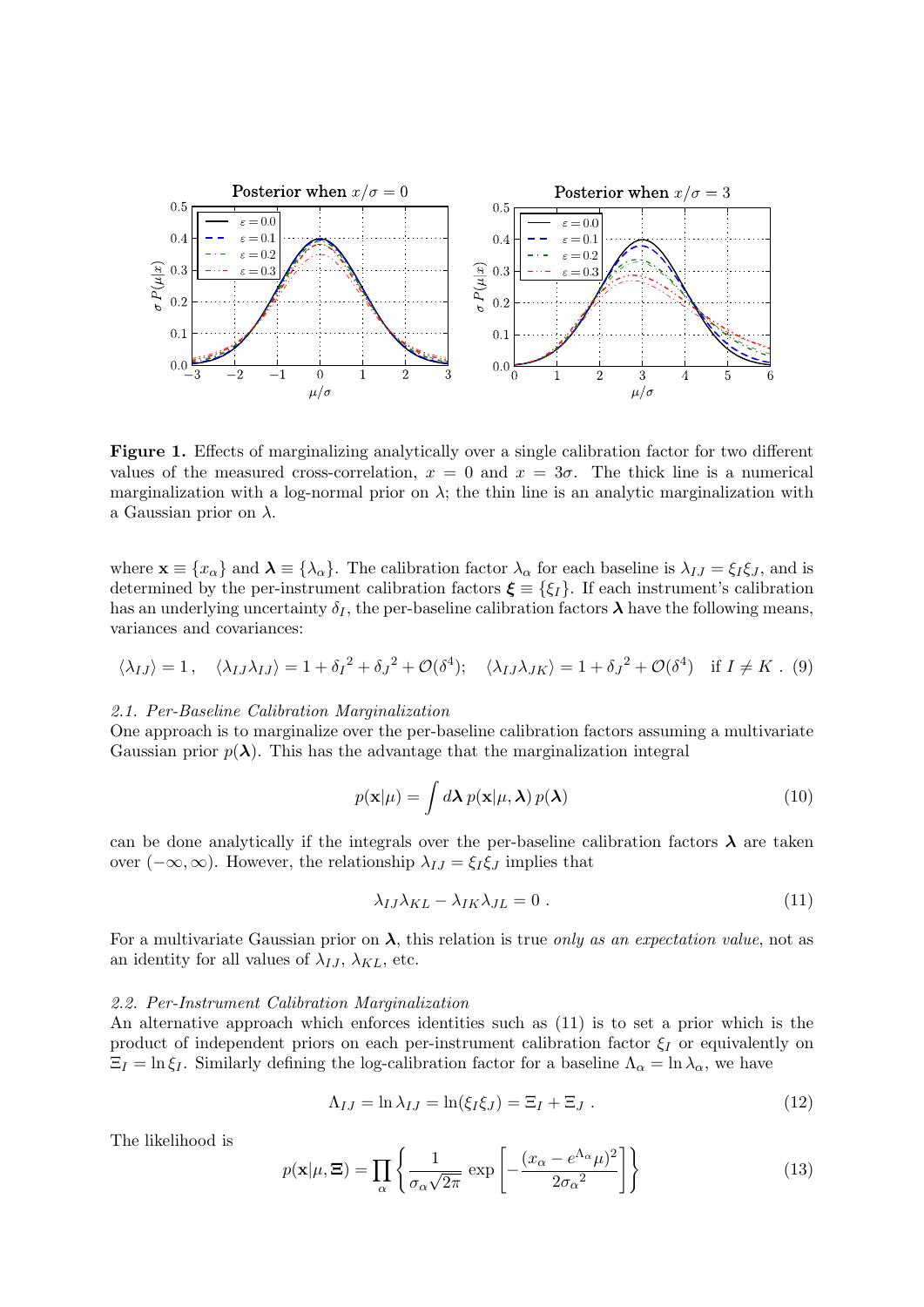**Figure 1.** Effects of marginalizing analytically over a single calibration factor for two different values of the measured cross-correlation, $x = 0$ and $x = 3\sigma$. The thick line is a numerical marginalization with a log-normal prior on $\lambda$; the thin line is an analytic marginalization with a Gaussian prior on $\lambda$.

where $\mathbf{x} \equiv \{x_\alpha\}$ and $\boldsymbol{\lambda} \equiv \{\lambda_\alpha\}$. The calibration factor $\lambda_\alpha$ for each baseline is $\lambda_{IJ} = \xi_I \xi_J$, and is determined by the per-instrument calibration factors $\boldsymbol{\xi} \equiv \{\xi_I\}$. If each instrument's calibration has an underlying uncertainty $\delta_I$, the per-baseline calibration factors $\boldsymbol{\lambda}$ have the following means, variances and covariances:

$$\langle \lambda_{IJ} \rangle = 1 \,, \quad \langle \lambda_{IJ} \lambda_{IJ} \rangle = 1 + {\delta_I}^2 + {\delta_J}^2 + \mathcal{O}(\delta^4); \quad \langle \lambda_{IJ} \lambda_{JK} \rangle = 1 + {\delta_J}^2 + \mathcal{O}(\delta^4) \quad \text{if } I \neq K \;. \tag{9}$$

### 2.1. Per-Baseline Calibration Marginalization

One approach is to marginalize over the per-baseline calibration factors assuming a multivariate Gaussian prior $p(\boldsymbol{\lambda})$. This has the advantage that the marginalization integral

$$p(\mathbf{x}|\mu) = \int d\boldsymbol{\lambda}\, p(\mathbf{x}|\mu, \boldsymbol{\lambda})\, p(\boldsymbol{\lambda}) \tag{10}$$

can be done analytically if the integrals over the per-baseline calibration factors $\boldsymbol{\lambda}$ are taken over $(-\infty, \infty)$. However, the relationship $\lambda_{IJ} = \xi_I \xi_J$ implies that

$$\lambda_{IJ}\lambda_{KL} - \lambda_{IK}\lambda_{JL} = 0 \;. \tag{11}$$

For a multivariate Gaussian prior on $\boldsymbol{\lambda}$, this relation is true *only as an expectation value*, not as an identity for all values of $\lambda_{IJ}$, $\lambda_{KL}$, etc.

### 2.2. Per-Instrument Calibration Marginalization

An alternative approach which enforces identities such as (11) is to set a prior which is the product of independent priors on each per-instrument calibration factor $\xi_I$ or equivalently on $\Xi_I = \ln \xi_I$. Similarly defining the log-calibration factor for a baseline $\Lambda_\alpha = \ln \lambda_\alpha$, we have

$$\Lambda_{IJ} = \ln \lambda_{IJ} = \ln(\xi_I \xi_J) = \Xi_I + \Xi_J \;. \tag{12}$$

The likelihood is

$$p(\mathbf{x}|\mu, \boldsymbol{\Xi}) = \prod_\alpha \left\{ \frac{1}{\sigma_\alpha \sqrt{2\pi}} \exp\left[ -\frac{(x_\alpha - e^{\Lambda_\alpha}\mu)^2}{2{\sigma_\alpha}^2} \right] \right\} \tag{13}$$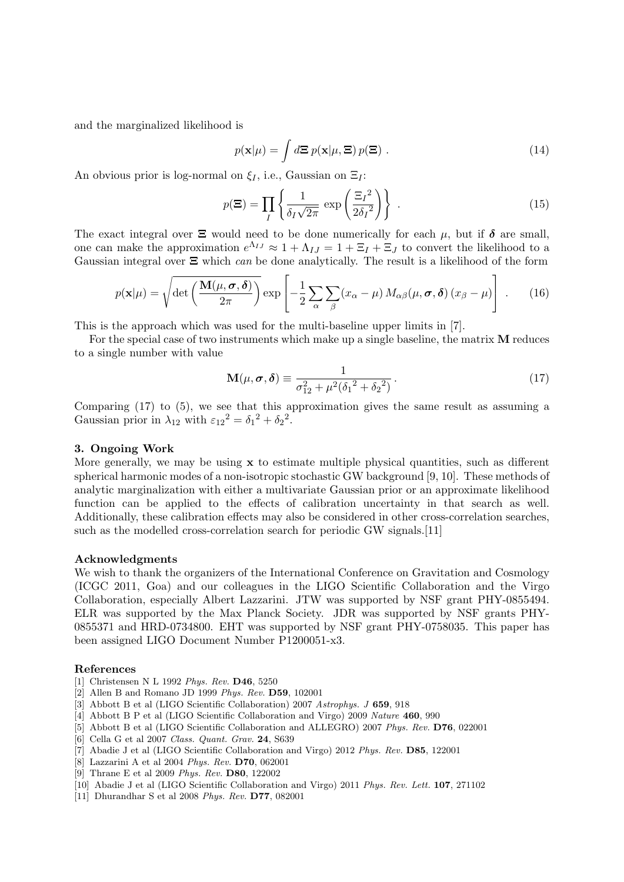and the marginalized likelihood is

$$p(\mathbf{x}|\mu) = \int d\mathbf{\Xi}\, p(\mathbf{x}|\mu, \mathbf{\Xi})\, p(\mathbf{\Xi}) \; . \tag{14}$$

An obvious prior is log-normal on $\xi_I$, i.e., Gaussian on $\Xi_I$:

$$p(\mathbf{\Xi}) = \prod_I \left\{ \frac{1}{\delta_I \sqrt{2\pi}} \, \exp\left( \frac{{\Xi_I}^2}{2{\delta_I}^2} \right) \right\} \; . \tag{15}$$

The exact integral over $\mathbf{\Xi}$ would need to be done numerically for each $\mu$, but if $\boldsymbol{\delta}$ are small, one can make the approximation $e^{\Lambda_{IJ}} \approx 1 + \Lambda_{IJ} = 1 + \Xi_I + \Xi_J$ to convert the likelihood to a Gaussian integral over $\mathbf{\Xi}$ which *can* be done analytically. The result is a likelihood of the form

$$p(\mathbf{x}|\mu) = \sqrt{\det\left(\frac{\mathbf{M}(\mu, \boldsymbol{\sigma}, \boldsymbol{\delta})}{2\pi}\right)} \exp\left[ -\frac{1}{2} \sum_\alpha \sum_\beta (x_\alpha - \mu)\, M_{\alpha\beta}(\mu, \boldsymbol{\sigma}, \boldsymbol{\delta})\, (x_\beta - \mu) \right] \; . \tag{16}$$

This is the approach which was used for the multi-baseline upper limits in [7].

For the special case of two instruments which make up a single baseline, the matrix $\mathbf{M}$ reduces to a single number with value

$$\mathbf{M}(\mu, \boldsymbol{\sigma}, \boldsymbol{\delta}) \equiv \frac{1}{\sigma_{12}^2 + \mu^2({\delta_1}^2 + {\delta_2}^2)} \, . \tag{17}$$

Comparing (17) to (5), we see that this approximation gives the same result as assuming a Gaussian prior in $\lambda_{12}$ with ${\varepsilon_{12}}^2 = {\delta_1}^2 + {\delta_2}^2$.

### 3. Ongoing Work

More generally, we may be using $\mathbf{x}$ to estimate multiple physical quantities, such as different spherical harmonic modes of a non-isotropic stochastic GW background [9, 10]. These methods of analytic marginalization with either a multivariate Gaussian prior or an approximate likelihood function can be applied to the effects of calibration uncertainty in that search as well. Additionally, these calibration effects may also be considered in other cross-correlation searches, such as the modelled cross-correlation search for periodic GW signals.[11]

### Acknowledgments

We wish to thank the organizers of the International Conference on Gravitation and Cosmology (ICGC 2011, Goa) and our colleagues in the LIGO Scientific Collaboration and the Virgo Collaboration, especially Albert Lazzarini. JTW was supported by NSF grant PHY-0855494. ELR was supported by the Max Planck Society. JDR was supported by NSF grants PHY-0855371 and HRD-0734800. EHT was supported by NSF grant PHY-0758035. This paper has been assigned LIGO Document Number P1200051-x3.

### References

[1] Christensen N L 1992 *Phys. Rev.* **D46**, 5250
[2] Allen B and Romano JD 1999 *Phys. Rev.* **D59**, 102001
[3] Abbott B et al (LIGO Scientific Collaboration) 2007 *Astrophys. J* **659**, 918
[4] Abbott B P et al (LIGO Scientific Collaboration and Virgo) 2009 *Nature* **460**, 990
[5] Abbott B et al (LIGO Scientific Collaboration and ALLEGRO) 2007 *Phys. Rev.* **D76**, 022001
[6] Cella G et al 2007 *Class. Quant. Grav.* **24**, S639
[7] Abadie J et al (LIGO Scientific Collaboration and Virgo) 2012 *Phys. Rev.* **D85**, 122001
[8] Lazzarini A et al 2004 *Phys. Rev.* **D70**, 062001
[9] Thrane E et al 2009 *Phys. Rev.* **D80**, 122002
[10] Abadie J et al (LIGO Scientific Collaboration and Virgo) 2011 *Phys. Rev. Lett.* **107**, 271102
[11] Dhurandhar S et al 2008 *Phys. Rev.* **D77**, 082001